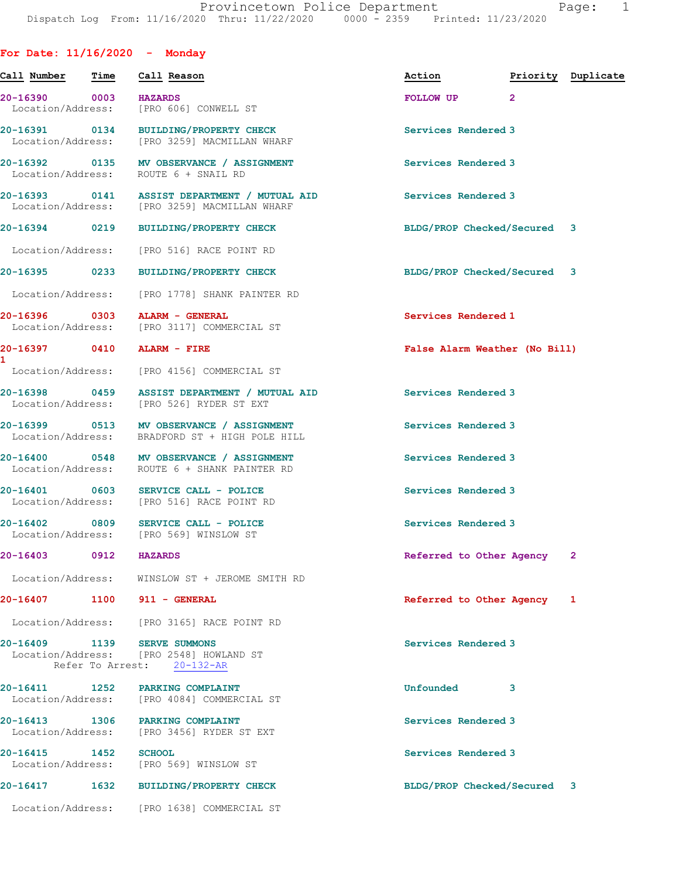Provincetown Police Department
Dispatch Log From: 11/16/2020 Thru: 11/22/2020 0000 - 2359 Printed: 11/23/2020

## For Date: 11/16/2020 - Monday

| Call Number | Time | Call Reason | Action | Priority | Duplicate |
|---|---|---|---|---|---|
| 20-16390 | 0003 | HAZARDS<br>Location/Address: [PRO 606] CONWELL ST | FOLLOW UP | 2 | |
| 20-16391 | 0134 | BUILDING/PROPERTY CHECK<br>Location/Address: [PRO 3259] MACMILLAN WHARF | Services Rendered | 3 | |
| 20-16392 | 0135 | MV OBSERVANCE / ASSIGNMENT<br>Location/Address: ROUTE 6 + SNAIL RD | Services Rendered | 3 | |
| 20-16393 | 0141 | ASSIST DEPARTMENT / MUTUAL AID<br>Location/Address: [PRO 3259] MACMILLAN WHARF | Services Rendered | 3 | |
| 20-16394 | 0219 | BUILDING/PROPERTY CHECK<br>Location/Address: [PRO 516] RACE POINT RD | BLDG/PROP Checked/Secured | 3 | |
| 20-16395 | 0233 | BUILDING/PROPERTY CHECK<br>Location/Address: [PRO 1778] SHANK PAINTER RD | BLDG/PROP Checked/Secured | 3 | |
| 20-16396 | 0303 | ALARM - GENERAL<br>Location/Address: [PRO 3117] COMMERCIAL ST | Services Rendered | 1 | |
| 20-16397 | 0410 | ALARM - FIRE<br>Location/Address: [PRO 4156] COMMERCIAL ST | False Alarm Weather (No Bill) | 1 | |
| 20-16398 | 0459 | ASSIST DEPARTMENT / MUTUAL AID<br>Location/Address: [PRO 526] RYDER ST EXT | Services Rendered | 3 | |
| 20-16399 | 0513 | MV OBSERVANCE / ASSIGNMENT<br>Location/Address: BRADFORD ST + HIGH POLE HILL | Services Rendered | 3 | |
| 20-16400 | 0548 | MV OBSERVANCE / ASSIGNMENT<br>Location/Address: ROUTE 6 + SHANK PAINTER RD | Services Rendered | 3 | |
| 20-16401 | 0603 | SERVICE CALL - POLICE<br>Location/Address: [PRO 516] RACE POINT RD | Services Rendered | 3 | |
| 20-16402 | 0809 | SERVICE CALL - POLICE<br>Location/Address: [PRO 569] WINSLOW ST | Services Rendered | 3 | |
| 20-16403 | 0912 | HAZARDS<br>Location/Address: WINSLOW ST + JEROME SMITH RD | Referred to Other Agency | 2 | |
| 20-16407 | 1100 | 911 - GENERAL<br>Location/Address: [PRO 3165] RACE POINT RD | Referred to Other Agency | 1 | |
| 20-16409 | 1139 | SERVE SUMMONS<br>Location/Address: [PRO 2548] HOWLAND ST<br>Refer To Arrest: 20-132-AR | Services Rendered | 3 | |
| 20-16411 | 1252 | PARKING COMPLAINT<br>Location/Address: [PRO 4084] COMMERCIAL ST | Unfounded | 3 | |
| 20-16413 | 1306 | PARKING COMPLAINT<br>Location/Address: [PRO 3456] RYDER ST EXT | Services Rendered | 3 | |
| 20-16415 | 1452 | SCHOOL<br>Location/Address: [PRO 569] WINSLOW ST | Services Rendered | 3 | |
| 20-16417 | 1632 | BUILDING/PROPERTY CHECK<br>Location/Address: [PRO 1638] COMMERCIAL ST | BLDG/PROP Checked/Secured | 3 | |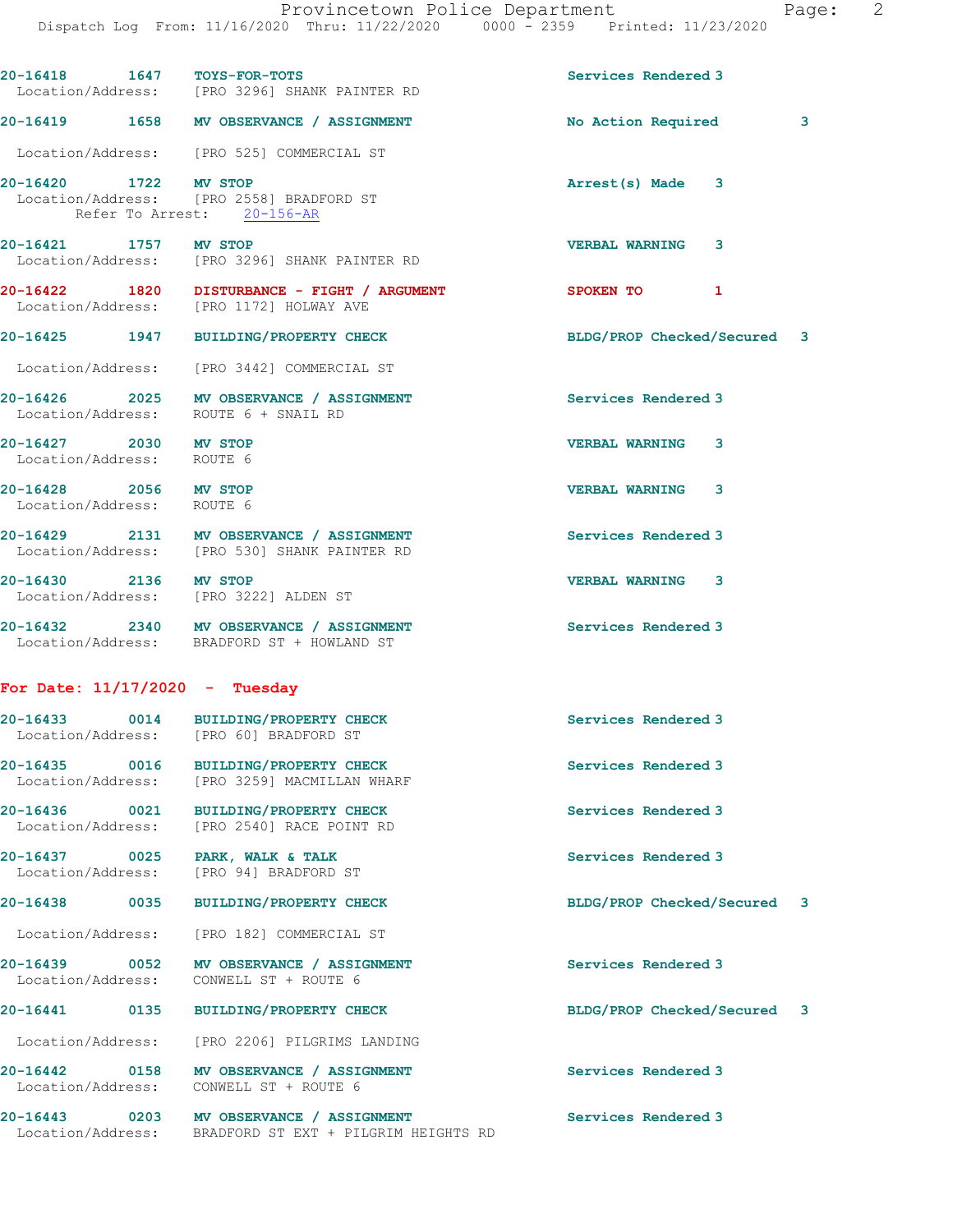**20-16418** 1647 **TOYS-FOR-TOTS** Services Rendered 3
Location/Address: [PRO 3296] SHANK PAINTER RD

**20-16419** 1658 **MV OBSERVANCE / ASSIGNMENT** No Action Required 3
Location/Address: [PRO 525] COMMERCIAL ST

**20-16420** 1722 **MV STOP** Arrest(s) Made 3
Location/Address: [PRO 2558] BRADFORD ST
Refer To Arrest: 20-156-AR

**20-16421** 1757 **MV STOP** VERBAL WARNING 3
Location/Address: [PRO 3296] SHANK PAINTER RD

**20-16422** 1820 **DISTURBANCE - FIGHT / ARGUMENT** SPOKEN TO 1
Location/Address: [PRO 1172] HOLWAY AVE

**20-16425** 1947 **BUILDING/PROPERTY CHECK** BLDG/PROP Checked/Secured 3
Location/Address: [PRO 3442] COMMERCIAL ST

**20-16426** 2025 **MV OBSERVANCE / ASSIGNMENT** Services Rendered 3
Location/Address: ROUTE 6 + SNAIL RD

**20-16427** 2030 **MV STOP** VERBAL WARNING 3
Location/Address: ROUTE 6

**20-16428** 2056 **MV STOP** VERBAL WARNING 3
Location/Address: ROUTE 6

**20-16429** 2131 **MV OBSERVANCE / ASSIGNMENT** Services Rendered 3
Location/Address: [PRO 530] SHANK PAINTER RD

**20-16430** 2136 **MV STOP** VERBAL WARNING 3
Location/Address: [PRO 3222] ALDEN ST

**20-16432** 2340 **MV OBSERVANCE / ASSIGNMENT** Services Rendered 3
Location/Address: BRADFORD ST + HOWLAND ST

## For Date: 11/17/2020 - Tuesday

**20-16433** 0014 **BUILDING/PROPERTY CHECK** Services Rendered 3
Location/Address: [PRO 60] BRADFORD ST

**20-16435** 0016 **BUILDING/PROPERTY CHECK** Services Rendered 3
Location/Address: [PRO 3259] MACMILLAN WHARF

**20-16436** 0021 **BUILDING/PROPERTY CHECK** Services Rendered 3
Location/Address: [PRO 2540] RACE POINT RD

**20-16437** 0025 **PARK, WALK & TALK** Services Rendered 3
Location/Address: [PRO 94] BRADFORD ST

**20-16438** 0035 **BUILDING/PROPERTY CHECK** BLDG/PROP Checked/Secured 3
Location/Address: [PRO 182] COMMERCIAL ST

**20-16439** 0052 **MV OBSERVANCE / ASSIGNMENT** Services Rendered 3
Location/Address: CONWELL ST + ROUTE 6

**20-16441** 0135 **BUILDING/PROPERTY CHECK** BLDG/PROP Checked/Secured 3
Location/Address: [PRO 2206] PILGRIMS LANDING

**20-16442** 0158 **MV OBSERVANCE / ASSIGNMENT** Services Rendered 3
Location/Address: CONWELL ST + ROUTE 6

**20-16443** 0203 **MV OBSERVANCE / ASSIGNMENT** Services Rendered 3
Location/Address: BRADFORD ST EXT + PILGRIM HEIGHTS RD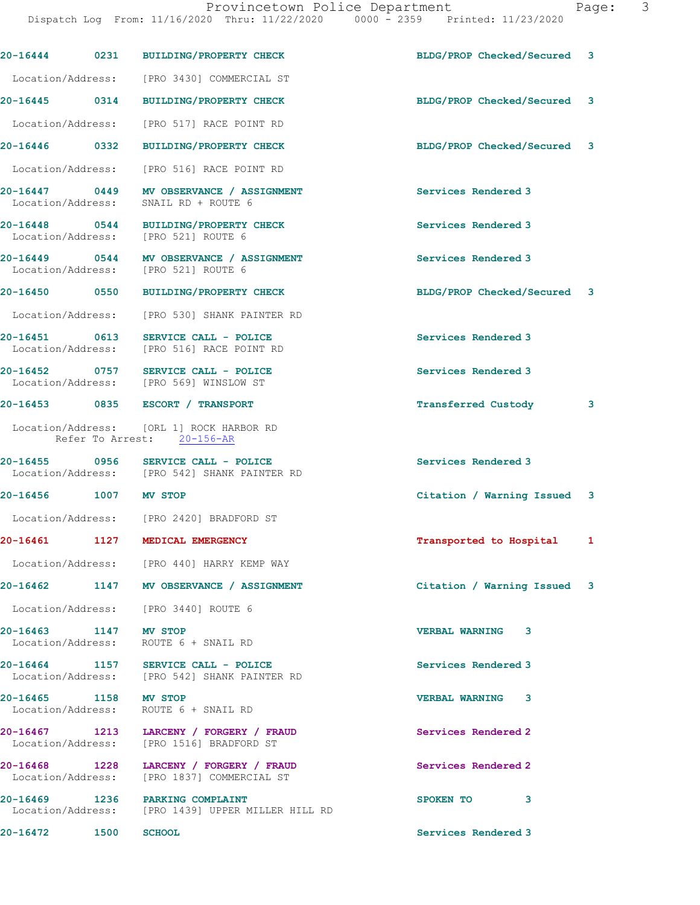**20-16444** 0231 **BUILDING/PROPERTY CHECK** BLDG/PROP Checked/Secured 3

Location/Address: [PRO 3430] COMMERCIAL ST

**20-16445** 0314 **BUILDING/PROPERTY CHECK** BLDG/PROP Checked/Secured 3

Location/Address: [PRO 517] RACE POINT RD

**20-16446** 0332 **BUILDING/PROPERTY CHECK** BLDG/PROP Checked/Secured 3

Location/Address: [PRO 516] RACE POINT RD

**20-16447** 0449 **MV OBSERVANCE / ASSIGNMENT** Services Rendered 3
Location/Address: SNAIL RD + ROUTE 6

**20-16448** 0544 **BUILDING/PROPERTY CHECK** Services Rendered 3
Location/Address: [PRO 521] ROUTE 6

**20-16449** 0544 **MV OBSERVANCE / ASSIGNMENT** Services Rendered 3
Location/Address: [PRO 521] ROUTE 6

**20-16450** 0550 **BUILDING/PROPERTY CHECK** BLDG/PROP Checked/Secured 3

Location/Address: [PRO 530] SHANK PAINTER RD

**20-16451** 0613 **SERVICE CALL - POLICE** Services Rendered 3
Location/Address: [PRO 516] RACE POINT RD

**20-16452** 0757 **SERVICE CALL - POLICE** Services Rendered 3
Location/Address: [PRO 569] WINSLOW ST

**20-16453** 0835 **ESCORT / TRANSPORT** Transferred Custody 3

Location/Address: [ORL 1] ROCK HARBOR RD
Refer To Arrest: 20-156-AR

**20-16455** 0956 **SERVICE CALL - POLICE** Services Rendered 3
Location/Address: [PRO 542] SHANK PAINTER RD

**20-16456** 1007 **MV STOP** Citation / Warning Issued 3

Location/Address: [PRO 2420] BRADFORD ST

**20-16461** 1127 **MEDICAL EMERGENCY** Transported to Hospital 1

Location/Address: [PRO 440] HARRY KEMP WAY

**20-16462** 1147 **MV OBSERVANCE / ASSIGNMENT** Citation / Warning Issued 3

Location/Address: [PRO 3440] ROUTE 6

**20-16463** 1147 **MV STOP** VERBAL WARNING 3
Location/Address: ROUTE 6 + SNAIL RD

**20-16464** 1157 **SERVICE CALL - POLICE** Services Rendered 3
Location/Address: [PRO 542] SHANK PAINTER RD

**20-16465** 1158 **MV STOP** VERBAL WARNING 3
Location/Address: ROUTE 6 + SNAIL RD

**20-16467** 1213 **LARCENY / FORGERY / FRAUD** Services Rendered 2
Location/Address: [PRO 1516] BRADFORD ST

**20-16468** 1228 **LARCENY / FORGERY / FRAUD** Services Rendered 2
Location/Address: [PRO 1837] COMMERCIAL ST

**20-16469** 1236 **PARKING COMPLAINT** SPOKEN TO 3
Location/Address: [PRO 1439] UPPER MILLER HILL RD

**20-16472** 1500 **SCHOOL** Services Rendered 3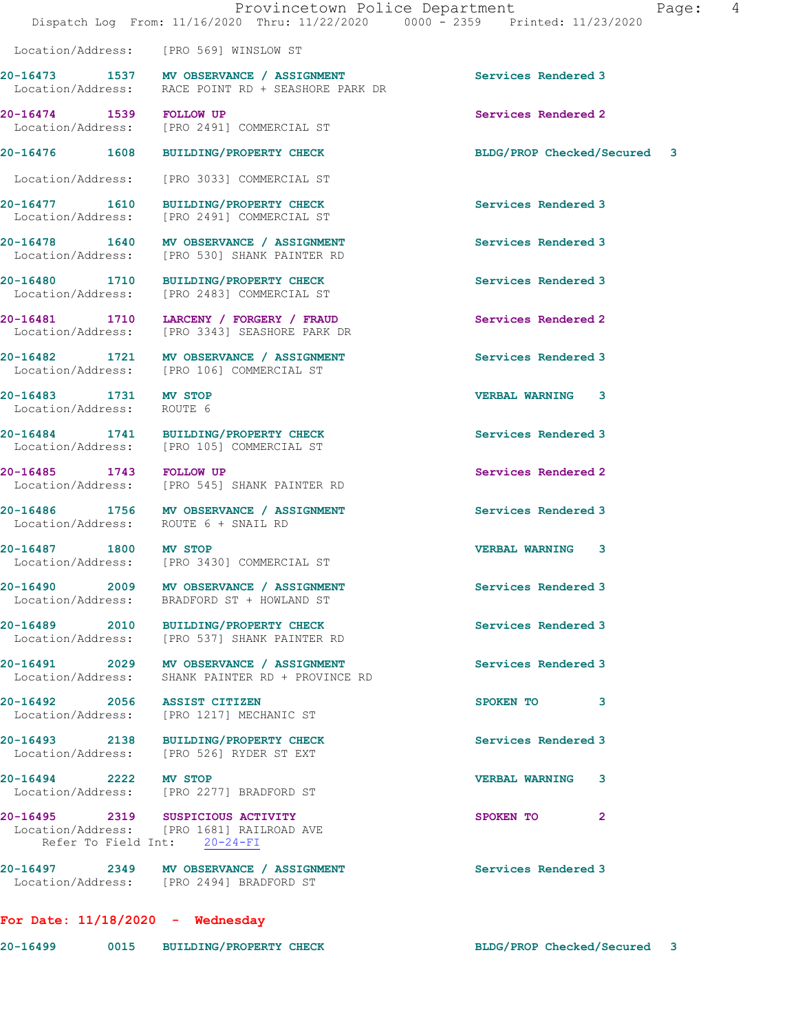Location/Address: [PRO 569] WINSLOW ST

20-16473 1537 MV OBSERVANCE / ASSIGNMENT Services Rendered 3
Location/Address: RACE POINT RD + SEASHORE PARK DR

20-16474 1539 FOLLOW UP Services Rendered 2
Location/Address: [PRO 2491] COMMERCIAL ST

20-16476 1608 BUILDING/PROPERTY CHECK BLDG/PROP Checked/Secured 3
Location/Address: [PRO 3033] COMMERCIAL ST

20-16477 1610 BUILDING/PROPERTY CHECK Services Rendered 3
Location/Address: [PRO 2491] COMMERCIAL ST

20-16478 1640 MV OBSERVANCE / ASSIGNMENT Services Rendered 3
Location/Address: [PRO 530] SHANK PAINTER RD

20-16480 1710 BUILDING/PROPERTY CHECK Services Rendered 3
Location/Address: [PRO 2483] COMMERCIAL ST

20-16481 1710 LARCENY / FORGERY / FRAUD Services Rendered 2
Location/Address: [PRO 3343] SEASHORE PARK DR

20-16482 1721 MV OBSERVANCE / ASSIGNMENT Services Rendered 3
Location/Address: [PRO 106] COMMERCIAL ST

20-16483 1731 MV STOP VERBAL WARNING 3
Location/Address: ROUTE 6

20-16484 1741 BUILDING/PROPERTY CHECK Services Rendered 3
Location/Address: [PRO 105] COMMERCIAL ST

20-16485 1743 FOLLOW UP Services Rendered 2
Location/Address: [PRO 545] SHANK PAINTER RD

20-16486 1756 MV OBSERVANCE / ASSIGNMENT Services Rendered 3
Location/Address: ROUTE 6 + SNAIL RD

20-16487 1800 MV STOP VERBAL WARNING 3
Location/Address: [PRO 3430] COMMERCIAL ST

20-16490 2009 MV OBSERVANCE / ASSIGNMENT Services Rendered 3
Location/Address: BRADFORD ST + HOWLAND ST

20-16489 2010 BUILDING/PROPERTY CHECK Services Rendered 3
Location/Address: [PRO 537] SHANK PAINTER RD

20-16491 2029 MV OBSERVANCE / ASSIGNMENT Services Rendered 3
Location/Address: SHANK PAINTER RD + PROVINCE RD

20-16492 2056 ASSIST CITIZEN SPOKEN TO 3
Location/Address: [PRO 1217] MECHANIC ST

20-16493 2138 BUILDING/PROPERTY CHECK Services Rendered 3
Location/Address: [PRO 526] RYDER ST EXT

20-16494 2222 MV STOP VERBAL WARNING 3
Location/Address: [PRO 2277] BRADFORD ST

20-16495 2319 SUSPICIOUS ACTIVITY SPOKEN TO 2
Location/Address: [PRO 1681] RAILROAD AVE
Refer To Field Int: 20-24-FI

20-16497 2349 MV OBSERVANCE / ASSIGNMENT Services Rendered 3
Location/Address: [PRO 2494] BRADFORD ST

**For Date: 11/18/2020 - Wednesday**

20-16499 0015 BUILDING/PROPERTY CHECK BLDG/PROP Checked/Secured 3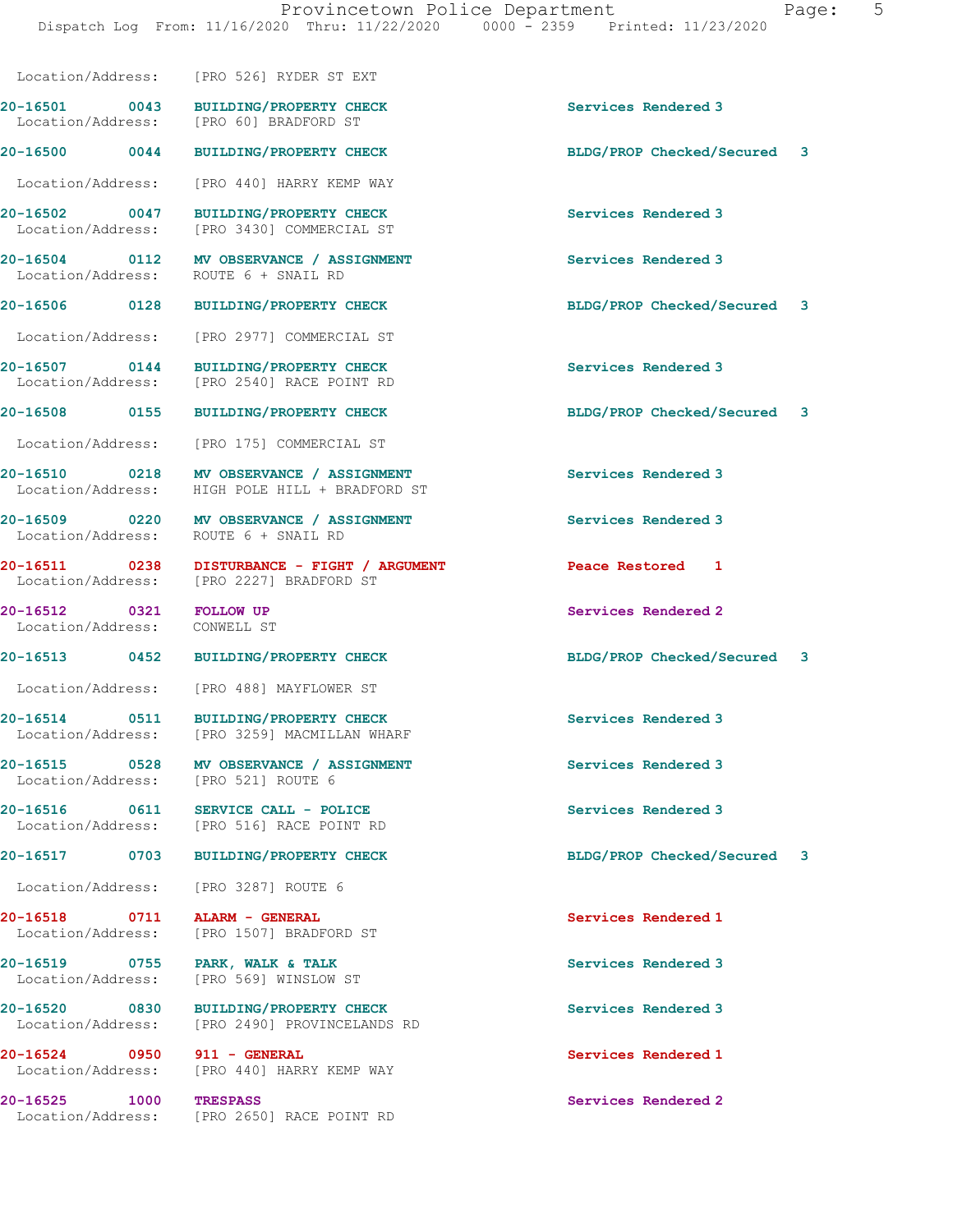Location/Address: [PRO 526] RYDER ST EXT

| Call # | Time | Call Reason | Action / Priority |
|---|---|---|---|
| 20-16501 | 0043 | BUILDING/PROPERTY CHECK | Services Rendered 3 |
| | | Location/Address: [PRO 60] BRADFORD ST | |
| 20-16500 | 0044 | BUILDING/PROPERTY CHECK | BLDG/PROP Checked/Secured 3 |
| | | Location/Address: [PRO 440] HARRY KEMP WAY | |
| 20-16502 | 0047 | BUILDING/PROPERTY CHECK | Services Rendered 3 |
| | | Location/Address: [PRO 3430] COMMERCIAL ST | |
| 20-16504 | 0112 | MV OBSERVANCE / ASSIGNMENT | Services Rendered 3 |
| | | Location/Address: ROUTE 6 + SNAIL RD | |
| 20-16506 | 0128 | BUILDING/PROPERTY CHECK | BLDG/PROP Checked/Secured 3 |
| | | Location/Address: [PRO 2977] COMMERCIAL ST | |
| 20-16507 | 0144 | BUILDING/PROPERTY CHECK | Services Rendered 3 |
| | | Location/Address: [PRO 2540] RACE POINT RD | |
| 20-16508 | 0155 | BUILDING/PROPERTY CHECK | BLDG/PROP Checked/Secured 3 |
| | | Location/Address: [PRO 175] COMMERCIAL ST | |
| 20-16510 | 0218 | MV OBSERVANCE / ASSIGNMENT | Services Rendered 3 |
| | | Location/Address: HIGH POLE HILL + BRADFORD ST | |
| 20-16509 | 0220 | MV OBSERVANCE / ASSIGNMENT | Services Rendered 3 |
| | | Location/Address: ROUTE 6 + SNAIL RD | |
| 20-16511 | 0238 | DISTURBANCE - FIGHT / ARGUMENT | Peace Restored 1 |
| | | Location/Address: [PRO 2227] BRADFORD ST | |
| 20-16512 | 0321 | FOLLOW UP | Services Rendered 2 |
| | | Location/Address: CONWELL ST | |
| 20-16513 | 0452 | BUILDING/PROPERTY CHECK | BLDG/PROP Checked/Secured 3 |
| | | Location/Address: [PRO 488] MAYFLOWER ST | |
| 20-16514 | 0511 | BUILDING/PROPERTY CHECK | Services Rendered 3 |
| | | Location/Address: [PRO 3259] MACMILLAN WHARF | |
| 20-16515 | 0528 | MV OBSERVANCE / ASSIGNMENT | Services Rendered 3 |
| | | Location/Address: [PRO 521] ROUTE 6 | |
| 20-16516 | 0611 | SERVICE CALL - POLICE | Services Rendered 3 |
| | | Location/Address: [PRO 516] RACE POINT RD | |
| 20-16517 | 0703 | BUILDING/PROPERTY CHECK | BLDG/PROP Checked/Secured 3 |
| | | Location/Address: [PRO 3287] ROUTE 6 | |
| 20-16518 | 0711 | ALARM - GENERAL | Services Rendered 1 |
| | | Location/Address: [PRO 1507] BRADFORD ST | |
| 20-16519 | 0755 | PARK, WALK & TALK | Services Rendered 3 |
| | | Location/Address: [PRO 569] WINSLOW ST | |
| 20-16520 | 0830 | BUILDING/PROPERTY CHECK | Services Rendered 3 |
| | | Location/Address: [PRO 2490] PROVINCELANDS RD | |
| 20-16524 | 0950 | 911 - GENERAL | Services Rendered 1 |
| | | Location/Address: [PRO 440] HARRY KEMP WAY | |
| 20-16525 | 1000 | TRESPASS | Services Rendered 2 |
| | | Location/Address: [PRO 2650] RACE POINT RD | |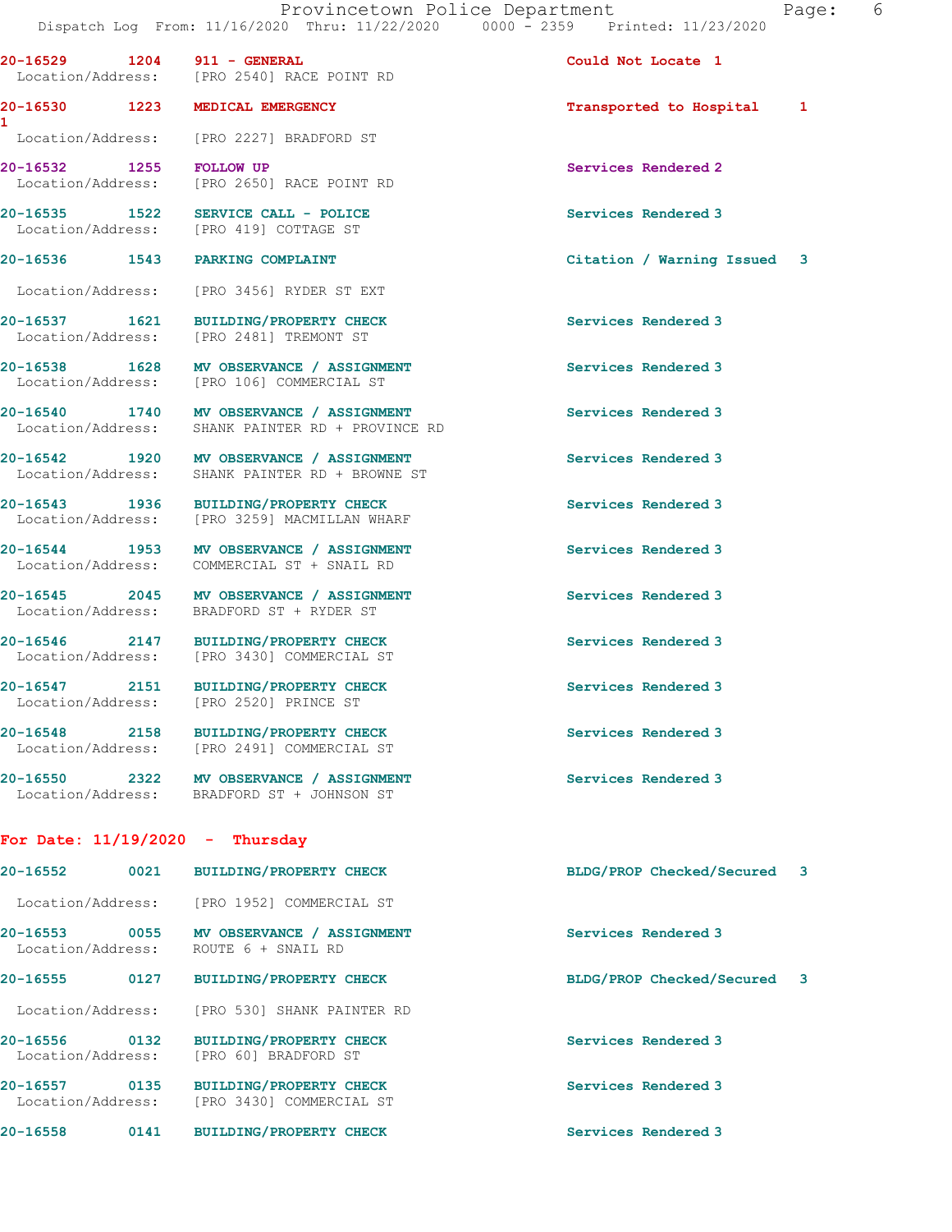20-16529 1204 911 - GENERAL Could Not Locate 1
Location/Address: [PRO 2540] RACE POINT RD

20-16530 1223 MEDICAL EMERGENCY Transported to Hospital 1
1
Location/Address: [PRO 2227] BRADFORD ST

20-16532 1255 FOLLOW UP Services Rendered 2
Location/Address: [PRO 2650] RACE POINT RD

20-16535 1522 SERVICE CALL - POLICE Services Rendered 3
Location/Address: [PRO 419] COTTAGE ST

20-16536 1543 PARKING COMPLAINT Citation / Warning Issued 3
Location/Address: [PRO 3456] RYDER ST EXT

20-16537 1621 BUILDING/PROPERTY CHECK Services Rendered 3
Location/Address: [PRO 2481] TREMONT ST

20-16538 1628 MV OBSERVANCE / ASSIGNMENT Services Rendered 3
Location/Address: [PRO 106] COMMERCIAL ST

20-16540 1740 MV OBSERVANCE / ASSIGNMENT Services Rendered 3
Location/Address: SHANK PAINTER RD + PROVINCE RD

20-16542 1920 MV OBSERVANCE / ASSIGNMENT Services Rendered 3
Location/Address: SHANK PAINTER RD + BROWNE ST

20-16543 1936 BUILDING/PROPERTY CHECK Services Rendered 3
Location/Address: [PRO 3259] MACMILLAN WHARF

20-16544 1953 MV OBSERVANCE / ASSIGNMENT Services Rendered 3
Location/Address: COMMERCIAL ST + SNAIL RD

20-16545 2045 MV OBSERVANCE / ASSIGNMENT Services Rendered 3
Location/Address: BRADFORD ST + RYDER ST

20-16546 2147 BUILDING/PROPERTY CHECK Services Rendered 3
Location/Address: [PRO 3430] COMMERCIAL ST

20-16547 2151 BUILDING/PROPERTY CHECK Services Rendered 3
Location/Address: [PRO 2520] PRINCE ST

20-16548 2158 BUILDING/PROPERTY CHECK Services Rendered 3
Location/Address: [PRO 2491] COMMERCIAL ST

20-16550 2322 MV OBSERVANCE / ASSIGNMENT Services Rendered 3
Location/Address: BRADFORD ST + JOHNSON ST

**For Date: 11/19/2020 - Thursday**

20-16552 0021 BUILDING/PROPERTY CHECK BLDG/PROP Checked/Secured 3
Location/Address: [PRO 1952] COMMERCIAL ST

20-16553 0055 MV OBSERVANCE / ASSIGNMENT Services Rendered 3
Location/Address: ROUTE 6 + SNAIL RD

20-16555 0127 BUILDING/PROPERTY CHECK BLDG/PROP Checked/Secured 3
Location/Address: [PRO 530] SHANK PAINTER RD

20-16556 0132 BUILDING/PROPERTY CHECK Services Rendered 3
Location/Address: [PRO 60] BRADFORD ST

20-16557 0135 BUILDING/PROPERTY CHECK Services Rendered 3
Location/Address: [PRO 3430] COMMERCIAL ST

20-16558 0141 BUILDING/PROPERTY CHECK Services Rendered 3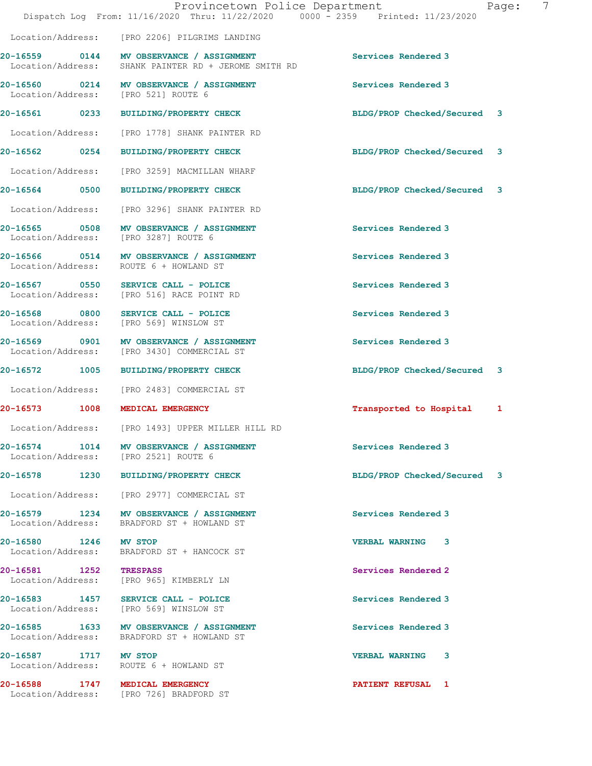Location/Address: [PRO 2206] PILGRIMS LANDING

| Call # | Time | Call Reason | Action | Priority |
|---|---|---|---|---|
| 20-16559 | 0144 | MV OBSERVANCE / ASSIGNMENT | Services Rendered | 3 |
| | | Location/Address: SHANK PAINTER RD + JEROME SMITH RD | | |
| 20-16560 | 0214 | MV OBSERVANCE / ASSIGNMENT | Services Rendered | 3 |
| | | Location/Address: [PRO 521] ROUTE 6 | | |
| 20-16561 | 0233 | BUILDING/PROPERTY CHECK | BLDG/PROP Checked/Secured | 3 |
| | | Location/Address: [PRO 1778] SHANK PAINTER RD | | |
| 20-16562 | 0254 | BUILDING/PROPERTY CHECK | BLDG/PROP Checked/Secured | 3 |
| | | Location/Address: [PRO 3259] MACMILLAN WHARF | | |
| 20-16564 | 0500 | BUILDING/PROPERTY CHECK | BLDG/PROP Checked/Secured | 3 |
| | | Location/Address: [PRO 3296] SHANK PAINTER RD | | |
| 20-16565 | 0508 | MV OBSERVANCE / ASSIGNMENT | Services Rendered | 3 |
| | | Location/Address: [PRO 3287] ROUTE 6 | | |
| 20-16566 | 0514 | MV OBSERVANCE / ASSIGNMENT | Services Rendered | 3 |
| | | Location/Address: ROUTE 6 + HOWLAND ST | | |
| 20-16567 | 0550 | SERVICE CALL - POLICE | Services Rendered | 3 |
| | | Location/Address: [PRO 516] RACE POINT RD | | |
| 20-16568 | 0800 | SERVICE CALL - POLICE | Services Rendered | 3 |
| | | Location/Address: [PRO 569] WINSLOW ST | | |
| 20-16569 | 0901 | MV OBSERVANCE / ASSIGNMENT | Services Rendered | 3 |
| | | Location/Address: [PRO 3430] COMMERCIAL ST | | |
| 20-16572 | 1005 | BUILDING/PROPERTY CHECK | BLDG/PROP Checked/Secured | 3 |
| | | Location/Address: [PRO 2483] COMMERCIAL ST | | |
| 20-16573 | 1008 | MEDICAL EMERGENCY | Transported to Hospital | 1 |
| | | Location/Address: [PRO 1493] UPPER MILLER HILL RD | | |
| 20-16574 | 1014 | MV OBSERVANCE / ASSIGNMENT | Services Rendered | 3 |
| | | Location/Address: [PRO 2521] ROUTE 6 | | |
| 20-16578 | 1230 | BUILDING/PROPERTY CHECK | BLDG/PROP Checked/Secured | 3 |
| | | Location/Address: [PRO 2977] COMMERCIAL ST | | |
| 20-16579 | 1234 | MV OBSERVANCE / ASSIGNMENT | Services Rendered | 3 |
| | | Location/Address: BRADFORD ST + HOWLAND ST | | |
| 20-16580 | 1246 | MV STOP | VERBAL WARNING | 3 |
| | | Location/Address: BRADFORD ST + HANCOCK ST | | |
| 20-16581 | 1252 | TRESPASS | Services Rendered | 2 |
| | | Location/Address: [PRO 965] KIMBERLY LN | | |
| 20-16583 | 1457 | SERVICE CALL - POLICE | Services Rendered | 3 |
| | | Location/Address: [PRO 569] WINSLOW ST | | |
| 20-16585 | 1633 | MV OBSERVANCE / ASSIGNMENT | Services Rendered | 3 |
| | | Location/Address: BRADFORD ST + HOWLAND ST | | |
| 20-16587 | 1717 | MV STOP | VERBAL WARNING | 3 |
| | | Location/Address: ROUTE 6 + HOWLAND ST | | |
| 20-16588 | 1747 | MEDICAL EMERGENCY | PATIENT REFUSAL | 1 |
| | | Location/Address: [PRO 726] BRADFORD ST | | |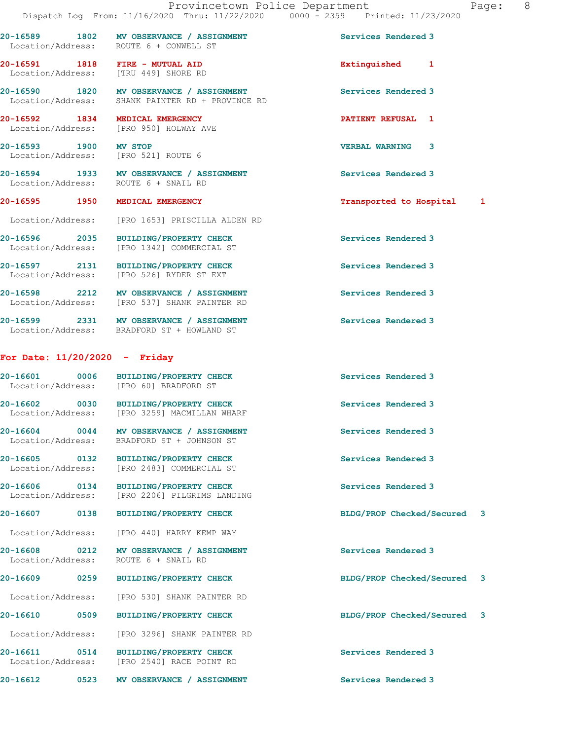20-16589 1802 MV OBSERVANCE / ASSIGNMENT Services Rendered 3
Location/Address: ROUTE 6 + CONWELL ST

20-16591 1818 FIRE - MUTUAL AID Extinguished 1
Location/Address: [TRU 449] SHORE RD

20-16590 1820 MV OBSERVANCE / ASSIGNMENT Services Rendered 3
Location/Address: SHANK PAINTER RD + PROVINCE RD

20-16592 1834 MEDICAL EMERGENCY PATIENT REFUSAL 1
Location/Address: [PRO 950] HOLWAY AVE

20-16593 1900 MV STOP VERBAL WARNING 3
Location/Address: [PRO 521] ROUTE 6

20-16594 1933 MV OBSERVANCE / ASSIGNMENT Services Rendered 3
Location/Address: ROUTE 6 + SNAIL RD

20-16595 1950 MEDICAL EMERGENCY Transported to Hospital 1
Location/Address: [PRO 1653] PRISCILLA ALDEN RD

20-16596 2035 BUILDING/PROPERTY CHECK Services Rendered 3
Location/Address: [PRO 1342] COMMERCIAL ST

20-16597 2131 BUILDING/PROPERTY CHECK Services Rendered 3
Location/Address: [PRO 526] RYDER ST EXT

20-16598 2212 MV OBSERVANCE / ASSIGNMENT Services Rendered 3
Location/Address: [PRO 537] SHANK PAINTER RD

20-16599 2331 MV OBSERVANCE / ASSIGNMENT Services Rendered 3
Location/Address: BRADFORD ST + HOWLAND ST

## For Date: 11/20/2020 - Friday

20-16601 0006 BUILDING/PROPERTY CHECK Services Rendered 3
Location/Address: [PRO 60] BRADFORD ST

20-16602 0030 BUILDING/PROPERTY CHECK Services Rendered 3
Location/Address: [PRO 3259] MACMILLAN WHARF

20-16604 0044 MV OBSERVANCE / ASSIGNMENT Services Rendered 3
Location/Address: BRADFORD ST + JOHNSON ST

20-16605 0132 BUILDING/PROPERTY CHECK Services Rendered 3
Location/Address: [PRO 2483] COMMERCIAL ST

20-16606 0134 BUILDING/PROPERTY CHECK Services Rendered 3
Location/Address: [PRO 2206] PILGRIMS LANDING

20-16607 0138 BUILDING/PROPERTY CHECK BLDG/PROP Checked/Secured 3
Location/Address: [PRO 440] HARRY KEMP WAY

20-16608 0212 MV OBSERVANCE / ASSIGNMENT Services Rendered 3
Location/Address: ROUTE 6 + SNAIL RD

20-16609 0259 BUILDING/PROPERTY CHECK BLDG/PROP Checked/Secured 3
Location/Address: [PRO 530] SHANK PAINTER RD

20-16610 0509 BUILDING/PROPERTY CHECK BLDG/PROP Checked/Secured 3
Location/Address: [PRO 3296] SHANK PAINTER RD

20-16611 0514 BUILDING/PROPERTY CHECK Services Rendered 3
Location/Address: [PRO 2540] RACE POINT RD

20-16612 0523 MV OBSERVANCE / ASSIGNMENT Services Rendered 3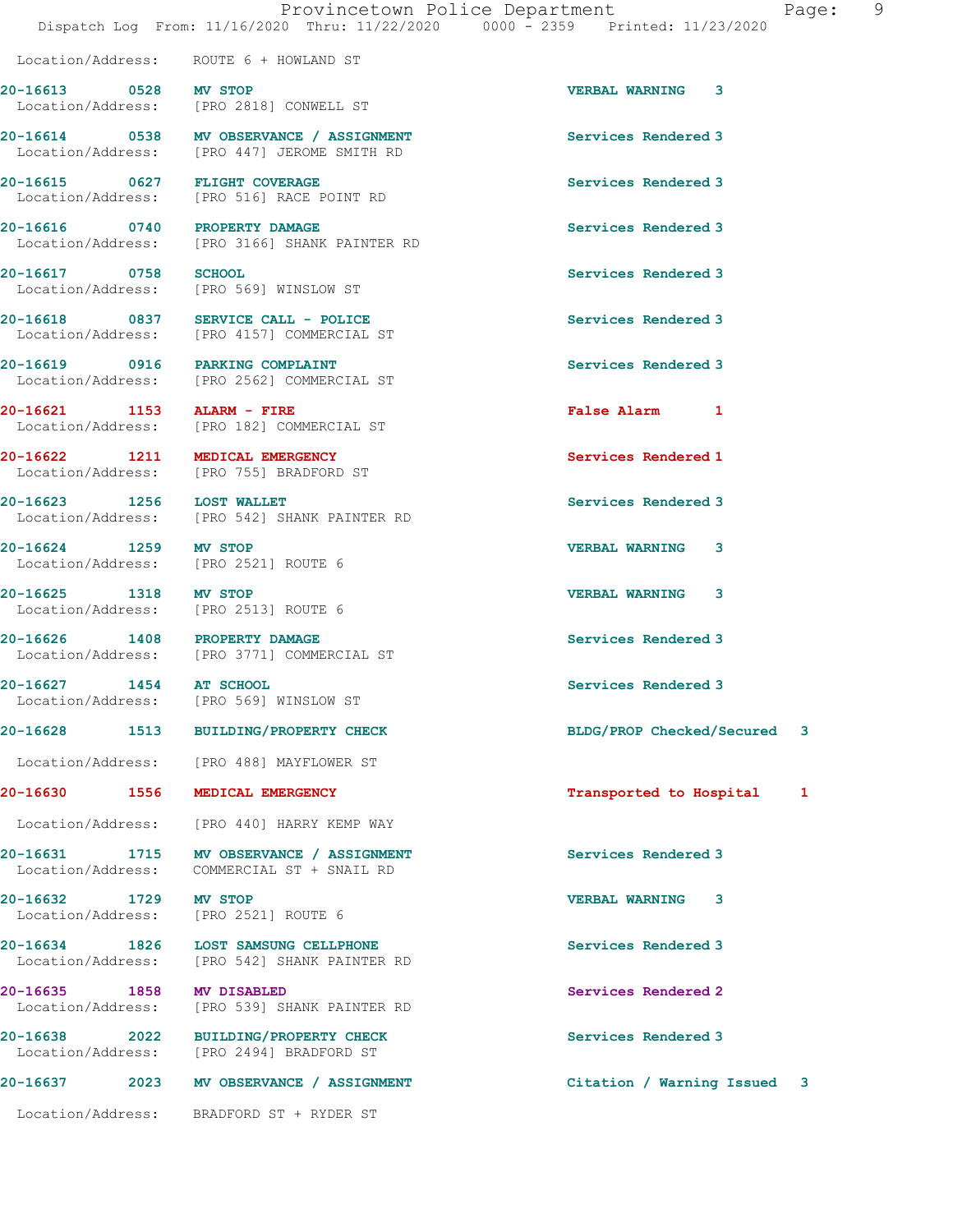Location/Address: ROUTE 6 + HOWLAND ST

| Call Number | Time | Call Reason | Action | Priority |
|---|---|---|---|---|
| 20-16613 | 0528 | MV STOP | VERBAL WARNING | 3 |
| Location/Address: | | [PRO 2818] CONWELL ST | | |
| 20-16614 | 0538 | MV OBSERVANCE / ASSIGNMENT | Services Rendered | 3 |
| Location/Address: | | [PRO 447] JEROME SMITH RD | | |
| 20-16615 | 0627 | FLIGHT COVERAGE | Services Rendered | 3 |
| Location/Address: | | [PRO 516] RACE POINT RD | | |
| 20-16616 | 0740 | PROPERTY DAMAGE | Services Rendered | 3 |
| Location/Address: | | [PRO 3166] SHANK PAINTER RD | | |
| 20-16617 | 0758 | SCHOOL | Services Rendered | 3 |
| Location/Address: | | [PRO 569] WINSLOW ST | | |
| 20-16618 | 0837 | SERVICE CALL - POLICE | Services Rendered | 3 |
| Location/Address: | | [PRO 4157] COMMERCIAL ST | | |
| 20-16619 | 0916 | PARKING COMPLAINT | Services Rendered | 3 |
| Location/Address: | | [PRO 2562] COMMERCIAL ST | | |
| 20-16621 | 1153 | ALARM - FIRE | False Alarm | 1 |
| Location/Address: | | [PRO 182] COMMERCIAL ST | | |
| 20-16622 | 1211 | MEDICAL EMERGENCY | Services Rendered | 1 |
| Location/Address: | | [PRO 755] BRADFORD ST | | |
| 20-16623 | 1256 | LOST WALLET | Services Rendered | 3 |
| Location/Address: | | [PRO 542] SHANK PAINTER RD | | |
| 20-16624 | 1259 | MV STOP | VERBAL WARNING | 3 |
| Location/Address: | | [PRO 2521] ROUTE 6 | | |
| 20-16625 | 1318 | MV STOP | VERBAL WARNING | 3 |
| Location/Address: | | [PRO 2513] ROUTE 6 | | |
| 20-16626 | 1408 | PROPERTY DAMAGE | Services Rendered | 3 |
| Location/Address: | | [PRO 3771] COMMERCIAL ST | | |
| 20-16627 | 1454 | AT SCHOOL | Services Rendered | 3 |
| Location/Address: | | [PRO 569] WINSLOW ST | | |
| 20-16628 | 1513 | BUILDING/PROPERTY CHECK | BLDG/PROP Checked/Secured | 3 |
| Location/Address: | | [PRO 488] MAYFLOWER ST | | |
| 20-16630 | 1556 | MEDICAL EMERGENCY | Transported to Hospital | 1 |
| Location/Address: | | [PRO 440] HARRY KEMP WAY | | |
| 20-16631 | 1715 | MV OBSERVANCE / ASSIGNMENT | Services Rendered | 3 |
| Location/Address: | | COMMERCIAL ST + SNAIL RD | | |
| 20-16632 | 1729 | MV STOP | VERBAL WARNING | 3 |
| Location/Address: | | [PRO 2521] ROUTE 6 | | |
| 20-16634 | 1826 | LOST SAMSUNG CELLPHONE | Services Rendered | 3 |
| Location/Address: | | [PRO 542] SHANK PAINTER RD | | |
| 20-16635 | 1858 | MV DISABLED | Services Rendered | 2 |
| Location/Address: | | [PRO 539] SHANK PAINTER RD | | |
| 20-16638 | 2022 | BUILDING/PROPERTY CHECK | Services Rendered | 3 |
| Location/Address: | | [PRO 2494] BRADFORD ST | | |
| 20-16637 | 2023 | MV OBSERVANCE / ASSIGNMENT | Citation / Warning Issued | 3 |
| Location/Address: | | BRADFORD ST + RYDER ST | | |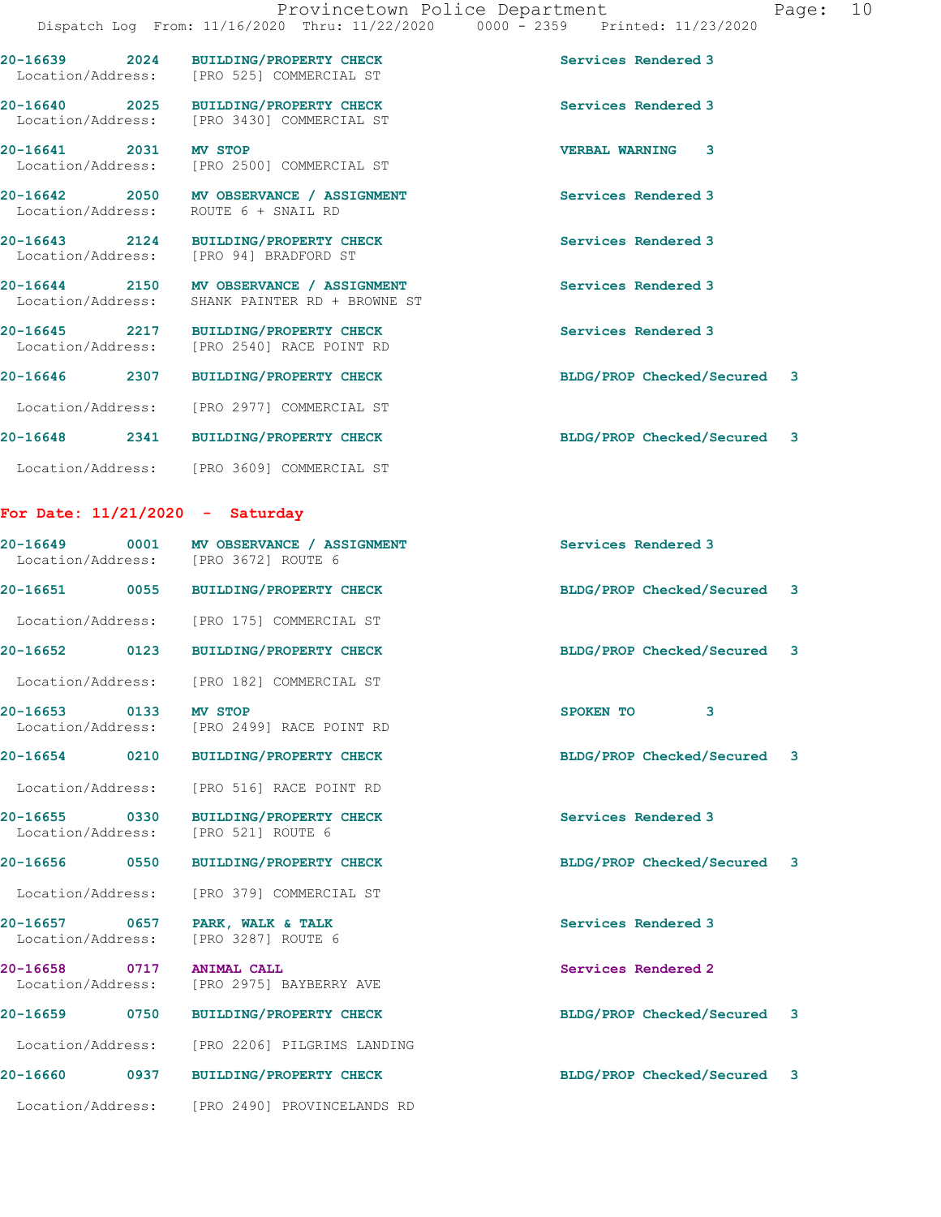20-16639 2024 **BUILDING/PROPERTY CHECK** Services Rendered 3
Location/Address: [PRO 525] COMMERCIAL ST

20-16640 2025 **BUILDING/PROPERTY CHECK** Services Rendered 3
Location/Address: [PRO 3430] COMMERCIAL ST

20-16641 2031 **MV STOP** VERBAL WARNING 3
Location/Address: [PRO 2500] COMMERCIAL ST

20-16642 2050 **MV OBSERVANCE / ASSIGNMENT** Services Rendered 3
Location/Address: ROUTE 6 + SNAIL RD

20-16643 2124 **BUILDING/PROPERTY CHECK** Services Rendered 3
Location/Address: [PRO 94] BRADFORD ST

20-16644 2150 **MV OBSERVANCE / ASSIGNMENT** Services Rendered 3
Location/Address: SHANK PAINTER RD + BROWNE ST

20-16645 2217 **BUILDING/PROPERTY CHECK** Services Rendered 3
Location/Address: [PRO 2540] RACE POINT RD

20-16646 2307 **BUILDING/PROPERTY CHECK** BLDG/PROP Checked/Secured 3
Location/Address: [PRO 2977] COMMERCIAL ST

20-16648 2341 **BUILDING/PROPERTY CHECK** BLDG/PROP Checked/Secured 3
Location/Address: [PRO 3609] COMMERCIAL ST

**For Date: 11/21/2020 - Saturday**

20-16649 0001 **MV OBSERVANCE / ASSIGNMENT** Services Rendered 3
Location/Address: [PRO 3672] ROUTE 6

20-16651 0055 **BUILDING/PROPERTY CHECK** BLDG/PROP Checked/Secured 3
Location/Address: [PRO 175] COMMERCIAL ST

20-16652 0123 **BUILDING/PROPERTY CHECK** BLDG/PROP Checked/Secured 3
Location/Address: [PRO 182] COMMERCIAL ST

20-16653 0133 **MV STOP** SPOKEN TO 3
Location/Address: [PRO 2499] RACE POINT RD

20-16654 0210 **BUILDING/PROPERTY CHECK** BLDG/PROP Checked/Secured 3
Location/Address: [PRO 516] RACE POINT RD

20-16655 0330 **BUILDING/PROPERTY CHECK** Services Rendered 3
Location/Address: [PRO 521] ROUTE 6

20-16656 0550 **BUILDING/PROPERTY CHECK** BLDG/PROP Checked/Secured 3
Location/Address: [PRO 379] COMMERCIAL ST

20-16657 0657 **PARK, WALK & TALK** Services Rendered 3
Location/Address: [PRO 3287] ROUTE 6

20-16658 0717 **ANIMAL CALL** Services Rendered 2
Location/Address: [PRO 2975] BAYBERRY AVE

20-16659 0750 **BUILDING/PROPERTY CHECK** BLDG/PROP Checked/Secured 3
Location/Address: [PRO 2206] PILGRIMS LANDING

20-16660 0937 **BUILDING/PROPERTY CHECK** BLDG/PROP Checked/Secured 3
Location/Address: [PRO 2490] PROVINCELANDS RD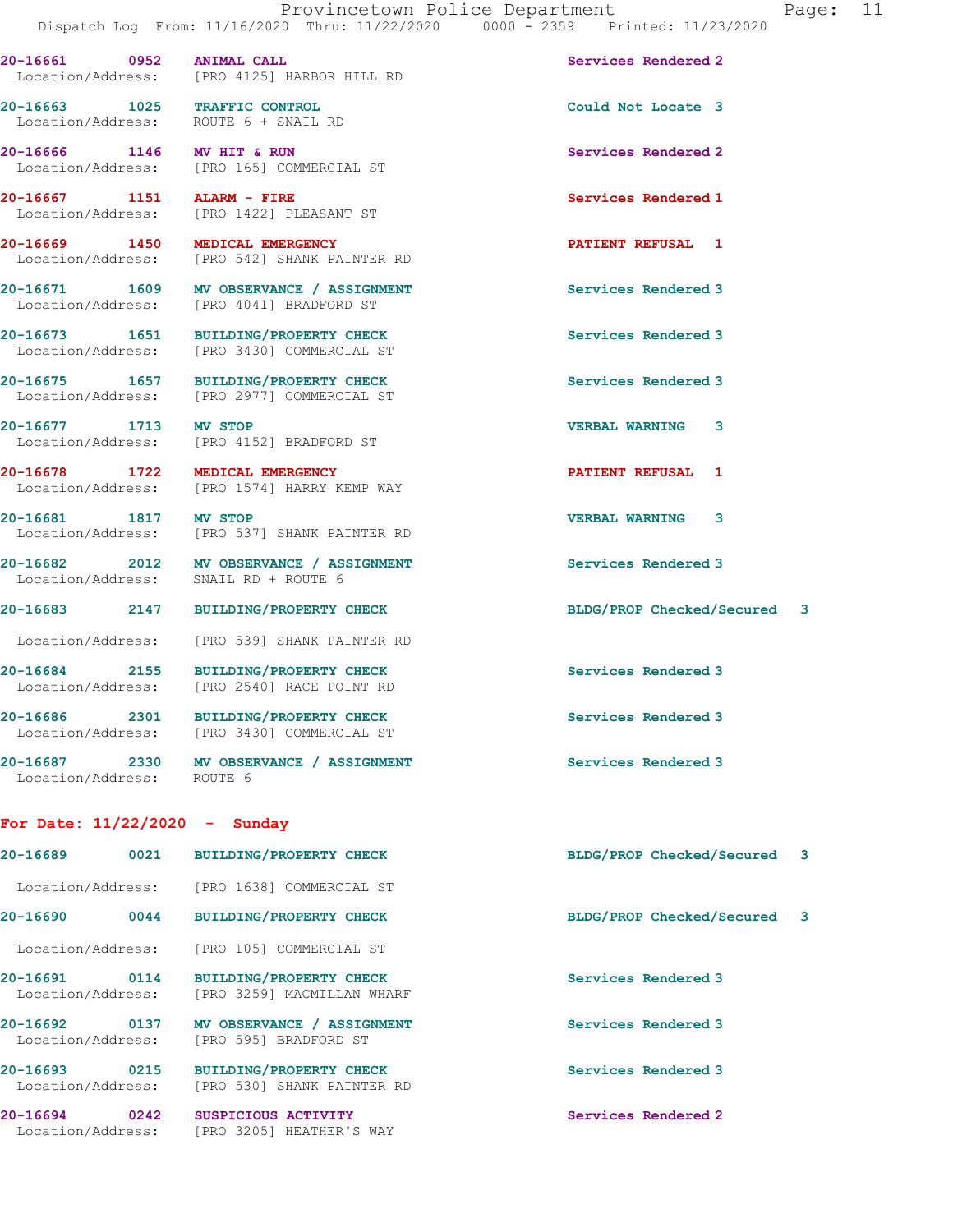20-16661 0952 ANIMAL CALL Services Rendered 2
Location/Address: [PRO 4125] HARBOR HILL RD

20-16663 1025 TRAFFIC CONTROL Could Not Locate 3
Location/Address: ROUTE 6 + SNAIL RD

20-16666 1146 MV HIT & RUN Services Rendered 2
Location/Address: [PRO 165] COMMERCIAL ST

20-16667 1151 ALARM - FIRE Services Rendered 1
Location/Address: [PRO 1422] PLEASANT ST

20-16669 1450 MEDICAL EMERGENCY PATIENT REFUSAL 1
Location/Address: [PRO 542] SHANK PAINTER RD

20-16671 1609 MV OBSERVANCE / ASSIGNMENT Services Rendered 3
Location/Address: [PRO 4041] BRADFORD ST

20-16673 1651 BUILDING/PROPERTY CHECK Services Rendered 3
Location/Address: [PRO 3430] COMMERCIAL ST

20-16675 1657 BUILDING/PROPERTY CHECK Services Rendered 3
Location/Address: [PRO 2977] COMMERCIAL ST

20-16677 1713 MV STOP VERBAL WARNING 3
Location/Address: [PRO 4152] BRADFORD ST

20-16678 1722 MEDICAL EMERGENCY PATIENT REFUSAL 1
Location/Address: [PRO 1574] HARRY KEMP WAY

20-16681 1817 MV STOP VERBAL WARNING 3
Location/Address: [PRO 537] SHANK PAINTER RD

20-16682 2012 MV OBSERVANCE / ASSIGNMENT Services Rendered 3
Location/Address: SNAIL RD + ROUTE 6

20-16683 2147 BUILDING/PROPERTY CHECK BLDG/PROP Checked/Secured 3
Location/Address: [PRO 539] SHANK PAINTER RD

20-16684 2155 BUILDING/PROPERTY CHECK Services Rendered 3
Location/Address: [PRO 2540] RACE POINT RD

20-16686 2301 BUILDING/PROPERTY CHECK Services Rendered 3
Location/Address: [PRO 3430] COMMERCIAL ST

20-16687 2330 MV OBSERVANCE / ASSIGNMENT Services Rendered 3
Location/Address: ROUTE 6

## For Date: 11/22/2020 - Sunday

20-16689 0021 BUILDING/PROPERTY CHECK BLDG/PROP Checked/Secured 3
Location/Address: [PRO 1638] COMMERCIAL ST

20-16690 0044 BUILDING/PROPERTY CHECK BLDG/PROP Checked/Secured 3
Location/Address: [PRO 105] COMMERCIAL ST

20-16691 0114 BUILDING/PROPERTY CHECK Services Rendered 3
Location/Address: [PRO 3259] MACMILLAN WHARF

20-16692 0137 MV OBSERVANCE / ASSIGNMENT Services Rendered 3
Location/Address: [PRO 595] BRADFORD ST

20-16693 0215 BUILDING/PROPERTY CHECK Services Rendered 3
Location/Address: [PRO 530] SHANK PAINTER RD

20-16694 0242 SUSPICIOUS ACTIVITY Services Rendered 2
Location/Address: [PRO 3205] HEATHER'S WAY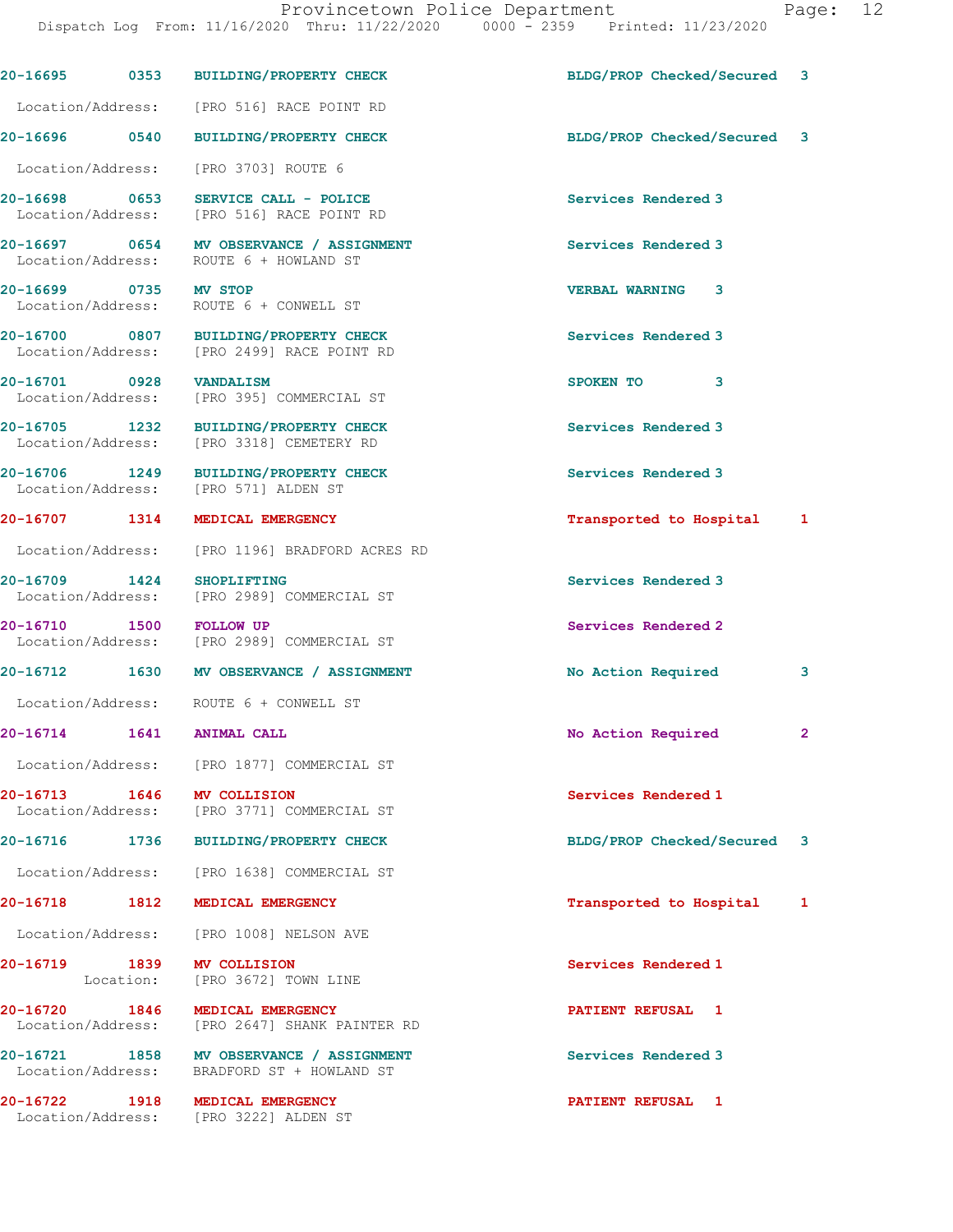| Call Number | Time | Call Reason | Action | Priority |
|---|---|---|---|---|
| 20-16695 | 0353 | BUILDING/PROPERTY CHECK | BLDG/PROP Checked/Secured | 3 |
| Location/Address: | | [PRO 516] RACE POINT RD | | |
| 20-16696 | 0540 | BUILDING/PROPERTY CHECK | BLDG/PROP Checked/Secured | 3 |
| Location/Address: | | [PRO 3703] ROUTE 6 | | |
| 20-16698 | 0653 | SERVICE CALL - POLICE | Services Rendered | 3 |
| Location/Address: | | [PRO 516] RACE POINT RD | | |
| 20-16697 | 0654 | MV OBSERVANCE / ASSIGNMENT | Services Rendered | 3 |
| Location/Address: | | ROUTE 6 + HOWLAND ST | | |
| 20-16699 | 0735 | MV STOP | VERBAL WARNING | 3 |
| Location/Address: | | ROUTE 6 + CONWELL ST | | |
| 20-16700 | 0807 | BUILDING/PROPERTY CHECK | Services Rendered | 3 |
| Location/Address: | | [PRO 2499] RACE POINT RD | | |
| 20-16701 | 0928 | VANDALISM | SPOKEN TO | 3 |
| Location/Address: | | [PRO 395] COMMERCIAL ST | | |
| 20-16705 | 1232 | BUILDING/PROPERTY CHECK | Services Rendered | 3 |
| Location/Address: | | [PRO 3318] CEMETERY RD | | |
| 20-16706 | 1249 | BUILDING/PROPERTY CHECK | Services Rendered | 3 |
| Location/Address: | | [PRO 571] ALDEN ST | | |
| 20-16707 | 1314 | MEDICAL EMERGENCY | Transported to Hospital | 1 |
| Location/Address: | | [PRO 1196] BRADFORD ACRES RD | | |
| 20-16709 | 1424 | SHOPLIFTING | Services Rendered | 3 |
| Location/Address: | | [PRO 2989] COMMERCIAL ST | | |
| 20-16710 | 1500 | FOLLOW UP | Services Rendered | 2 |
| Location/Address: | | [PRO 2989] COMMERCIAL ST | | |
| 20-16712 | 1630 | MV OBSERVANCE / ASSIGNMENT | No Action Required | 3 |
| Location/Address: | | ROUTE 6 + CONWELL ST | | |
| 20-16714 | 1641 | ANIMAL CALL | No Action Required | 2 |
| Location/Address: | | [PRO 1877] COMMERCIAL ST | | |
| 20-16713 | 1646 | MV COLLISION | Services Rendered | 1 |
| Location/Address: | | [PRO 3771] COMMERCIAL ST | | |
| 20-16716 | 1736 | BUILDING/PROPERTY CHECK | BLDG/PROP Checked/Secured | 3 |
| Location/Address: | | [PRO 1638] COMMERCIAL ST | | |
| 20-16718 | 1812 | MEDICAL EMERGENCY | Transported to Hospital | 1 |
| Location/Address: | | [PRO 1008] NELSON AVE | | |
| 20-16719 | 1839 | MV COLLISION | Services Rendered | 1 |
| Location: | | [PRO 3672] TOWN LINE | | |
| 20-16720 | 1846 | MEDICAL EMERGENCY | PATIENT REFUSAL | 1 |
| Location/Address: | | [PRO 2647] SHANK PAINTER RD | | |
| 20-16721 | 1858 | MV OBSERVANCE / ASSIGNMENT | Services Rendered | 3 |
| Location/Address: | | BRADFORD ST + HOWLAND ST | | |
| 20-16722 | 1918 | MEDICAL EMERGENCY | PATIENT REFUSAL | 1 |
| Location/Address: | | [PRO 3222] ALDEN ST | | |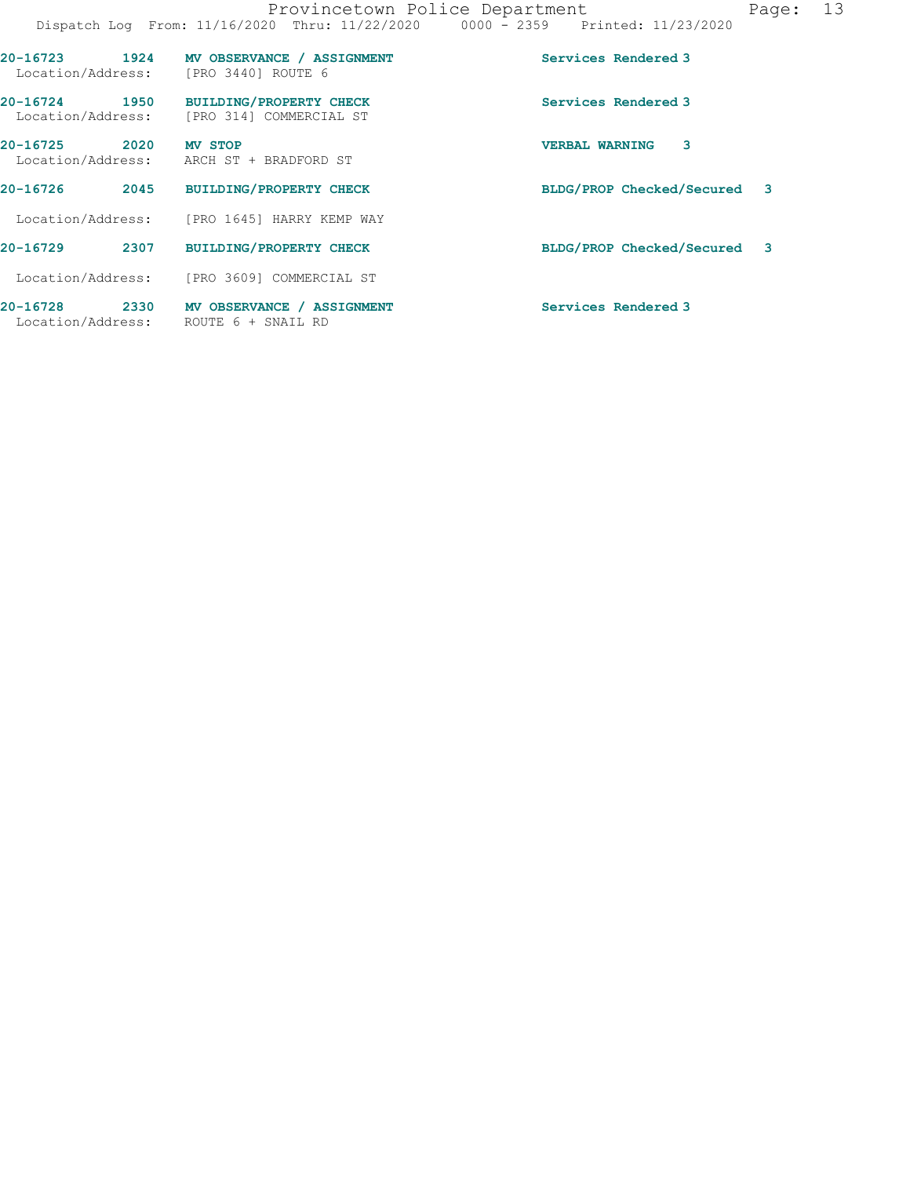**20-16723** **1924** **MV OBSERVANCE / ASSIGNMENT** **Services Rendered 3**
Location/Address: [PRO 3440] ROUTE 6

**20-16724** **1950** **BUILDING/PROPERTY CHECK** **Services Rendered 3**
Location/Address: [PRO 314] COMMERCIAL ST

**20-16725** **2020** **MV STOP** **VERBAL WARNING 3**
Location/Address: ARCH ST + BRADFORD ST

**20-16726** **2045** **BUILDING/PROPERTY CHECK** **BLDG/PROP Checked/Secured 3**
Location/Address: [PRO 1645] HARRY KEMP WAY

**20-16729** **2307** **BUILDING/PROPERTY CHECK** **BLDG/PROP Checked/Secured 3**
Location/Address: [PRO 3609] COMMERCIAL ST

**20-16728** **2330** **MV OBSERVANCE / ASSIGNMENT** **Services Rendered 3**
Location/Address: ROUTE 6 + SNAIL RD